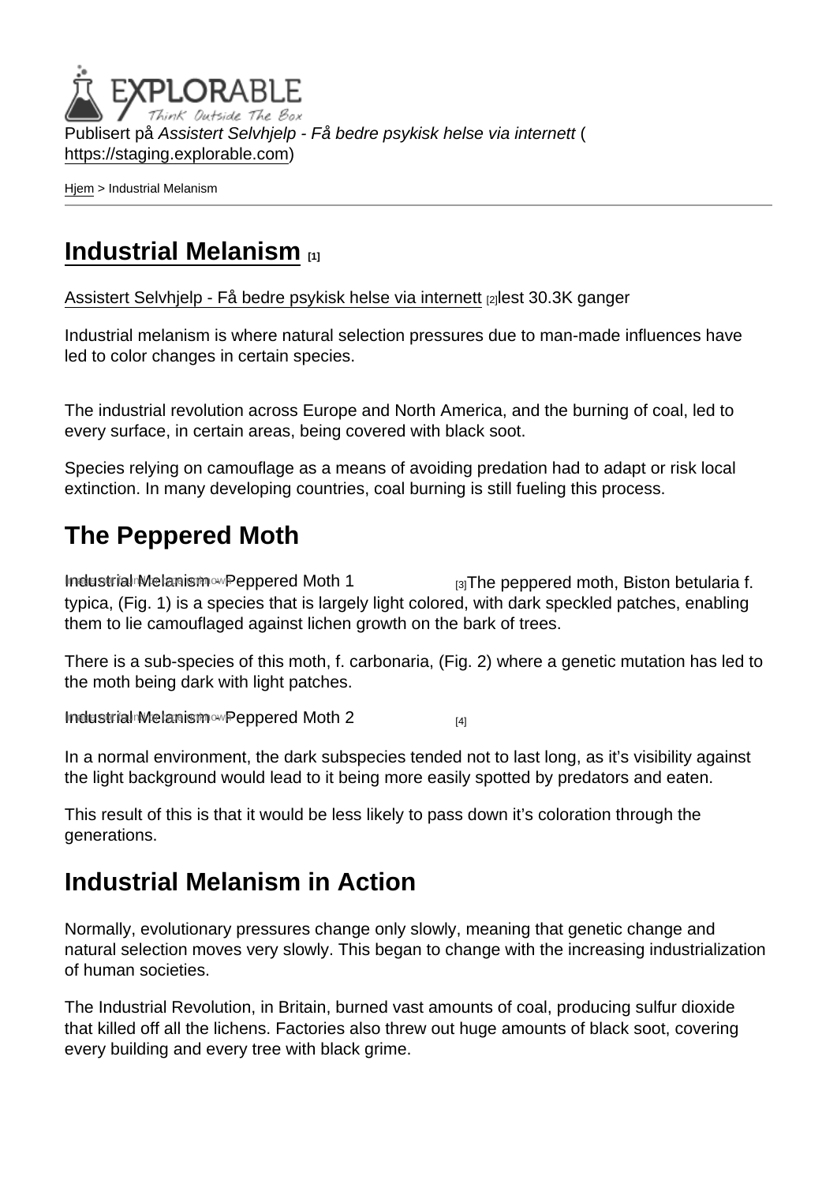Publisert på *Assistert Selvhjelp - Få bedre psykisk helse via internett* (https://staging.explorable.com)

Hjem > Industrial Melanism

# Industrial Melanism [1]

Assistert Selvhjelp - Få bedre psykisk helse via internett [2]lest 30.3K ganger

Industrial melanism is where natural selection pressures due to man-made influences have led to color changes in certain species.

The industrial revolution across Europe and North America, and the burning of coal, led to every surface, in certain areas, being covered with black soot.

Species relying on camouflage as a means of avoiding predation had to adapt or risk local extinction. In many developing countries, coal burning is still fueling this process.

## The Peppered Moth

Industrial Melanism - Peppered Moth 1 [3]The peppered moth, Biston betularia f. typica, (Fig. 1) is a species that is largely light colored, with dark speckled patches, enabling them to lie camouflaged against lichen growth on the bark of trees.

There is a sub-species of this moth, f. carbonaria, (Fig. 2) where a genetic mutation has led to the moth being dark with light patches.

Industrial Melanism - Peppered Moth 2 [4]

In a normal environment, the dark subspecies tended not to last long, as it's visibility against the light background would lead to it being more easily spotted by predators and eaten.

This result of this is that it would be less likely to pass down it's coloration through the generations.

## Industrial Melanism in Action

Normally, evolutionary pressures change only slowly, meaning that genetic change and natural selection moves very slowly. This began to change with the increasing industrialization of human societies.

The Industrial Revolution, in Britain, burned vast amounts of coal, producing sulfur dioxide that killed off all the lichens. Factories also threw out huge amounts of black soot, covering every building and every tree with black grime.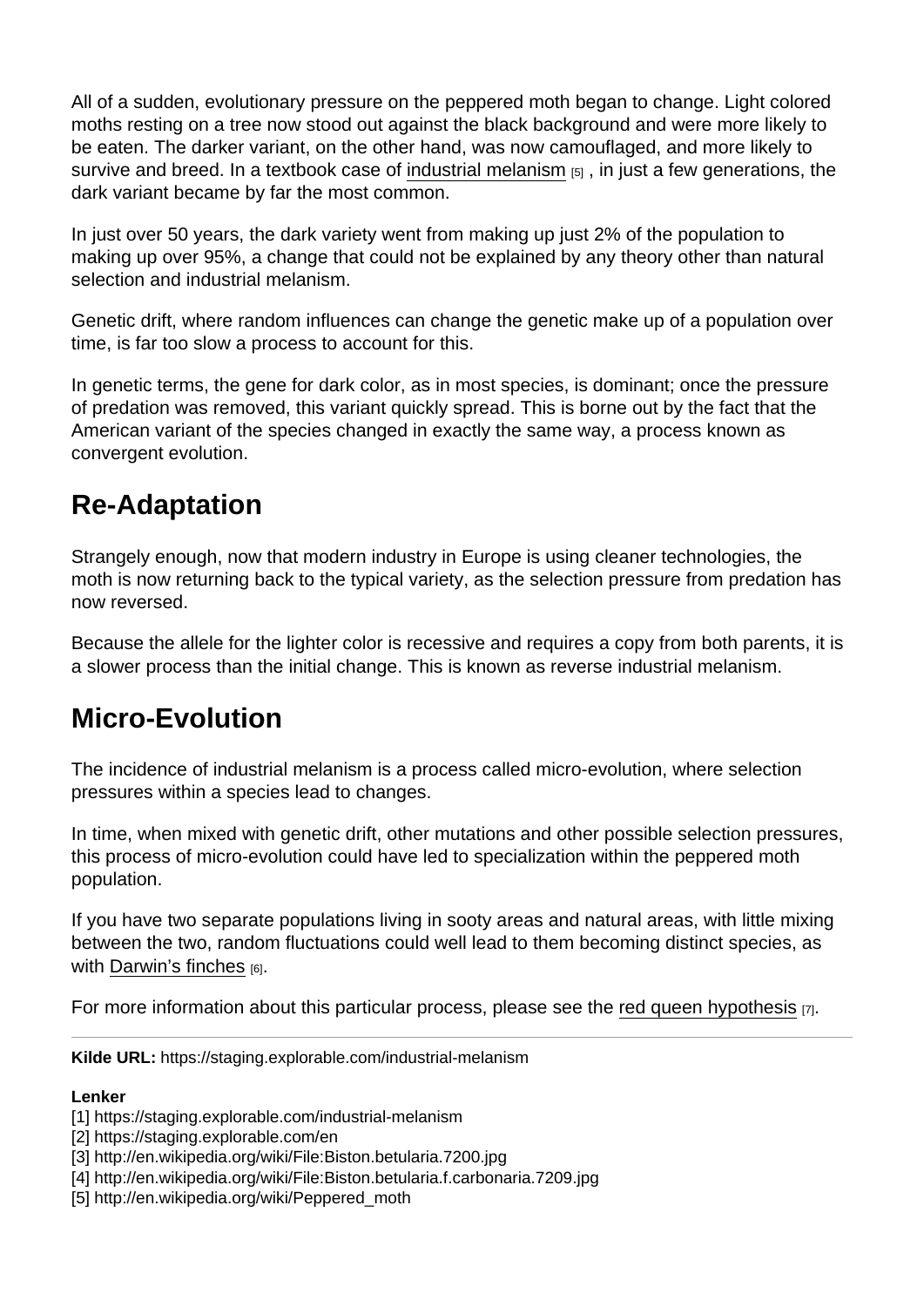All of a sudden, evolutionary pressure on the peppered moth began to change. Light colored moths resting on a tree now stood out against the black background and were more likely to be eaten. The darker variant, on the other hand, was now camouflaged, and more likely to survive and breed. In a textbook case of industrial melanism [5] , in just a few generations, the dark variant became by far the most common.

In just over 50 years, the dark variety went from making up just 2% of the population to making up over 95%, a change that could not be explained by any theory other than natural selection and industrial melanism.

Genetic drift, where random influences can change the genetic make up of a population over time, is far too slow a process to account for this.

In genetic terms, the gene for dark color, as in most species, is dominant; once the pressure of predation was removed, this variant quickly spread. This is borne out by the fact that the American variant of the species changed in exactly the same way, a process known as convergent evolution.

## Re-Adaptation

Strangely enough, now that modern industry in Europe is using cleaner technologies, the moth is now returning back to the typical variety, as the selection pressure from predation has now reversed.

Because the allele for the lighter color is recessive and requires a copy from both parents, it is a slower process than the initial change. This is known as reverse industrial melanism.

## Micro-Evolution

The incidence of industrial melanism is a process called micro-evolution, where selection pressures within a species lead to changes.

In time, when mixed with genetic drift, other mutations and other possible selection pressures, this process of micro-evolution could have led to specialization within the peppered moth population.

If you have two separate populations living in sooty areas and natural areas, with little mixing between the two, random fluctuations could well lead to them becoming distinct species, as with Darwin's finches [6].

For more information about this particular process, please see the red queen hypothesis [7].

---

**Kilde URL:** https://staging.explorable.com/industrial-melanism

**Lenker**
[1] https://staging.explorable.com/industrial-melanism
[2] https://staging.explorable.com/en
[3] http://en.wikipedia.org/wiki/File:Biston.betularia.7200.jpg
[4] http://en.wikipedia.org/wiki/File:Biston.betularia.f.carbonaria.7209.jpg
[5] http://en.wikipedia.org/wiki/Peppered_moth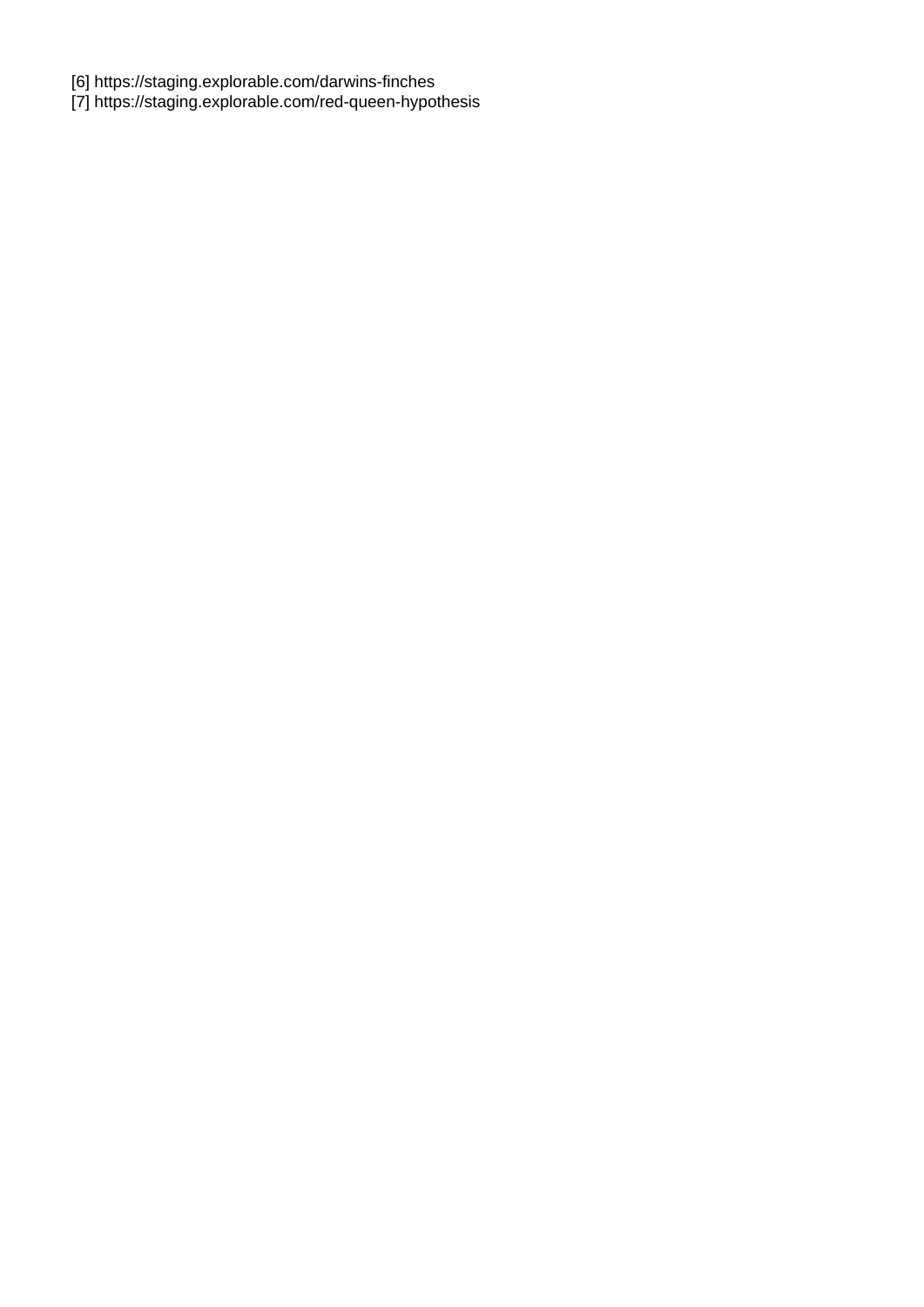[6] https://staging.explorable.com/darwins-finches
[7] https://staging.explorable.com/red-queen-hypothesis